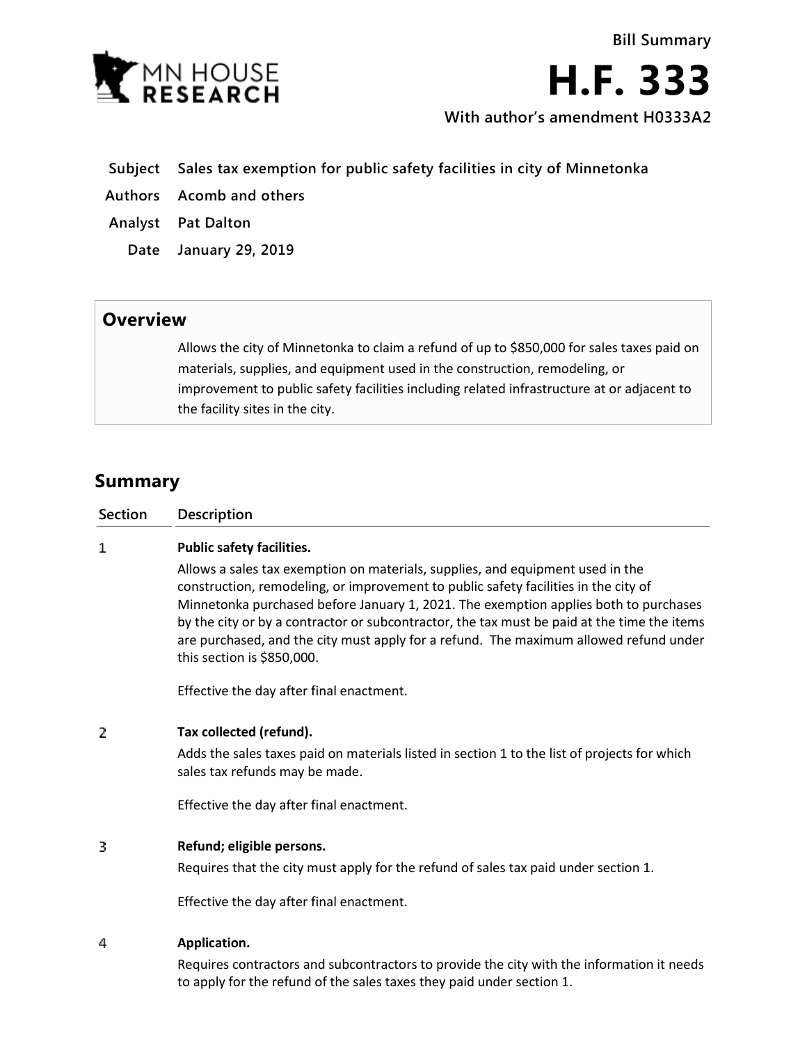Bill Summary

# H.F. 333

**With author's amendment H0333A2**

| | |
|---|---|
| **Subject** | **Sales tax exemption for public safety facilities in city of Minnetonka** |
| **Authors** | **Acomb and others** |
| **Analyst** | **Pat Dalton** |
| **Date** | **January 29, 2019** |

## Overview

Allows the city of Minnetonka to claim a refund of up to $850,000 for sales taxes paid on materials, supplies, and equipment used in the construction, remodeling, or improvement to public safety facilities including related infrastructure at or adjacent to the facility sites in the city.

## Summary

| Section | Description |
|---|---|
| 1 | **Public safety facilities.**<br>Allows a sales tax exemption on materials, supplies, and equipment used in the construction, remodeling, or improvement to public safety facilities in the city of Minnetonka purchased before January 1, 2021. The exemption applies both to purchases by the city or by a contractor or subcontractor, the tax must be paid at the time the items are purchased, and the city must apply for a refund. The maximum allowed refund under this section is $850,000.<br><br>Effective the day after final enactment. |
| 2 | **Tax collected (refund).**<br>Adds the sales taxes paid on materials listed in section 1 to the list of projects for which sales tax refunds may be made.<br><br>Effective the day after final enactment. |
| 3 | **Refund; eligible persons.**<br>Requires that the city must apply for the refund of sales tax paid under section 1.<br><br>Effective the day after final enactment. |
| 4 | **Application.**<br>Requires contractors and subcontractors to provide the city with the information it needs to apply for the refund of the sales taxes they paid under section 1. |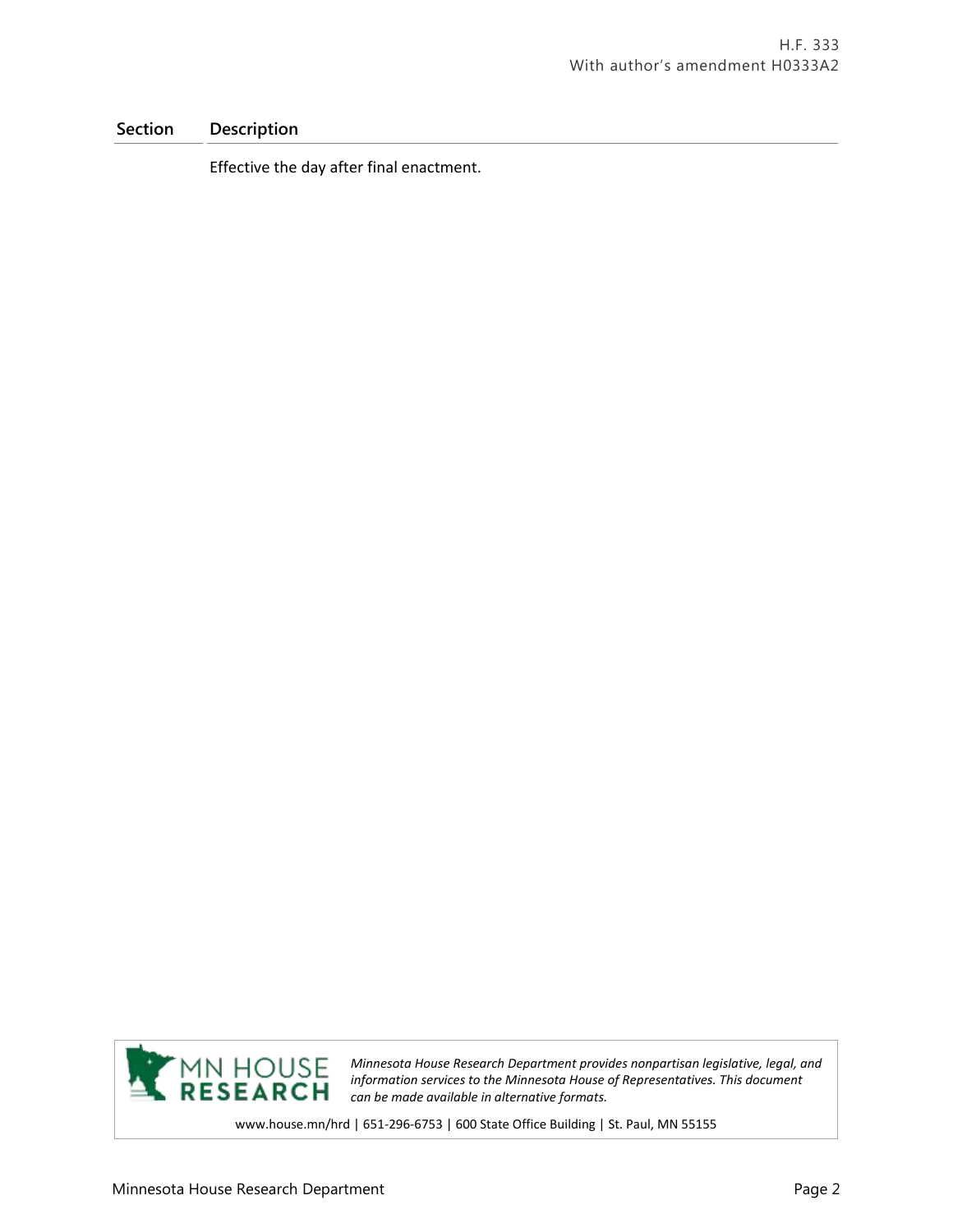| Section | Description |
| --- | --- |
| | Effective the day after final enactment. |

*Minnesota House Research Department provides nonpartisan legislative, legal, and information services to the Minnesota House of Representatives. This document can be made available in alternative formats.*

www.house.mn/hrd | 651-296-6753 | 600 State Office Building | St. Paul, MN 55155